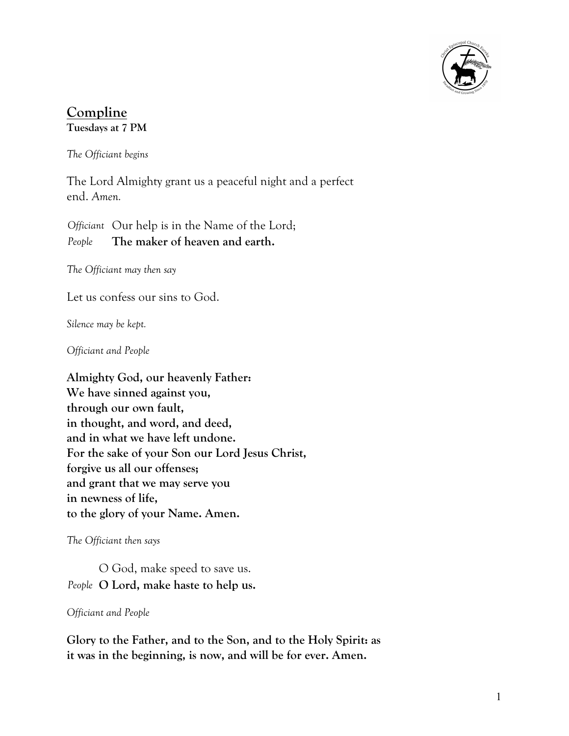# Compline

**Tuesdays at 7 PM**

*The Officiant begins*

The Lord Almighty grant us a peaceful night and a perfect end. *Amen.*

*Officiant* Our help is in the Name of the Lord;
*People* **The maker of heaven and earth.**

*The Officiant may then say*

Let us confess our sins to God.

*Silence may be kept.*

*Officiant and People*

**Almighty God, our heavenly Father:**
**We have sinned against you,**
**through our own fault,**
**in thought, and word, and deed,**
**and in what we have left undone.**
**For the sake of your Son our Lord Jesus Christ,**
**forgive us all our offenses;**
**and grant that we may serve you**
**in newness of life,**
**to the glory of your Name. Amen.**

*The Officiant then says*

O God, make speed to save us.
*People* **O Lord, make haste to help us.**

*Officiant and People*

**Glory to the Father, and to the Son, and to the Holy Spirit: as it was in the beginning, is now, and will be for ever. Amen.**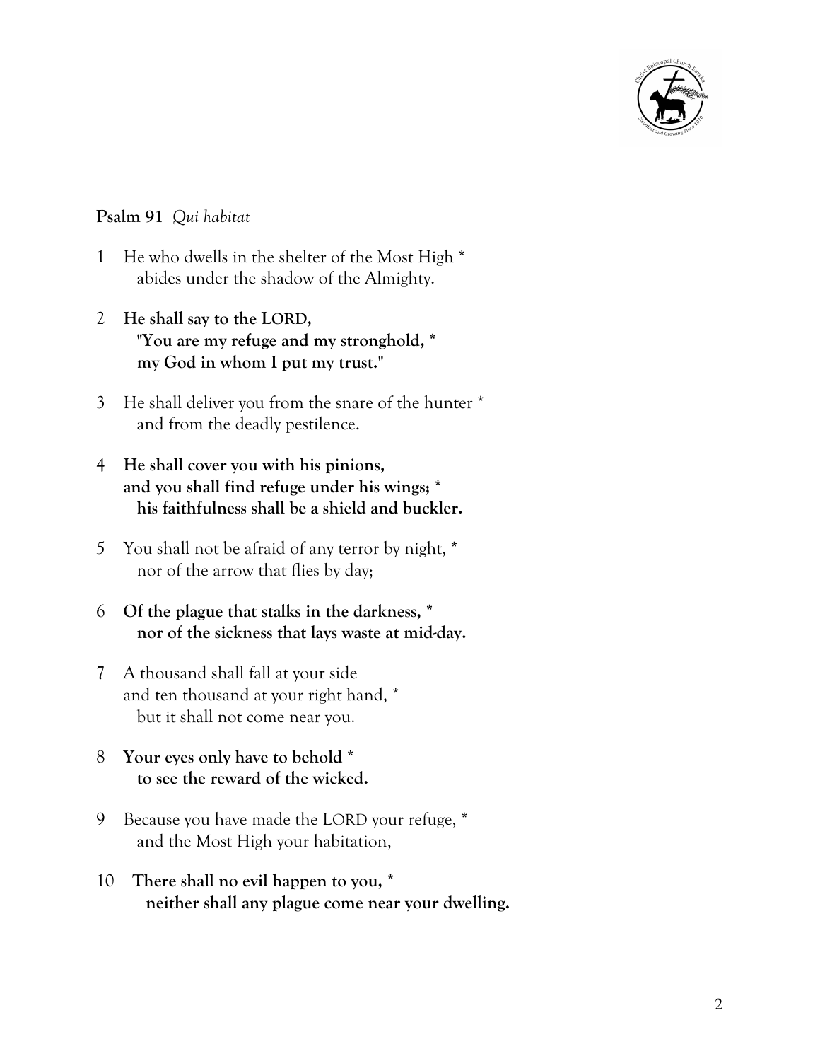**Psalm 91** *Qui habitat*

1 He who dwells in the shelter of the Most High *
   abides under the shadow of the Almighty.

**2 He shall say to the LORD,**
   **"You are my refuge and my stronghold, ***
   **my God in whom I put my trust."**

3 He shall deliver you from the snare of the hunter *
   and from the deadly pestilence.

**4 He shall cover you with his pinions,**
**and you shall find refuge under his wings; ***
   **his faithfulness shall be a shield and buckler.**

5 You shall not be afraid of any terror by night, *
   nor of the arrow that flies by day;

**6 Of the plague that stalks in the darkness, ***
   **nor of the sickness that lays waste at mid-day.**

7 A thousand shall fall at your side
and ten thousand at your right hand, *
   but it shall not come near you.

**8 Your eyes only have to behold ***
   **to see the reward of the wicked.**

9 Because you have made the LORD your refuge, *
   and the Most High your habitation,

**10 There shall no evil happen to you, ***
   **neither shall any plague come near your dwelling.**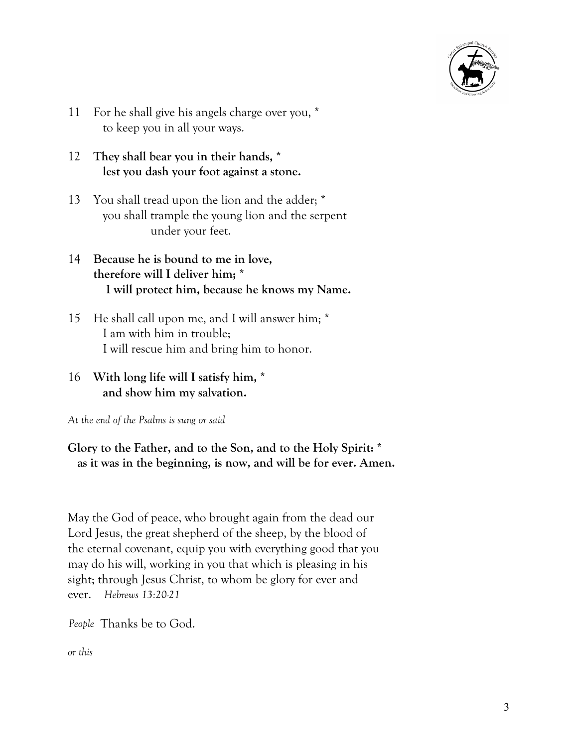11 For he shall give his angels charge over you, *
  to keep you in all your ways.

**12 They shall bear you in their hands, *
  lest you dash your foot against a stone.**

13 You shall tread upon the lion and the adder; *
  you shall trample the young lion and the serpent
    under your feet.

**14 Because he is bound to me in love,
  therefore will I deliver him; *
   I will protect him, because he knows my Name.**

15 He shall call upon me, and I will answer him; *
  I am with him in trouble;
  I will rescue him and bring him to honor.

**16 With long life will I satisfy him, *
  and show him my salvation.**

*At the end of the Psalms is sung or said*

**Glory to the Father, and to the Son, and to the Holy Spirit: *
  as it was in the beginning, is now, and will be for ever. Amen.**

May the God of peace, who brought again from the dead our Lord Jesus, the great shepherd of the sheep, by the blood of the eternal covenant, equip you with everything good that you may do his will, working in you that which is pleasing in his sight; through Jesus Christ, to whom be glory for ever and ever. *Hebrews 13:20-21*

*People* Thanks be to God.

*or this*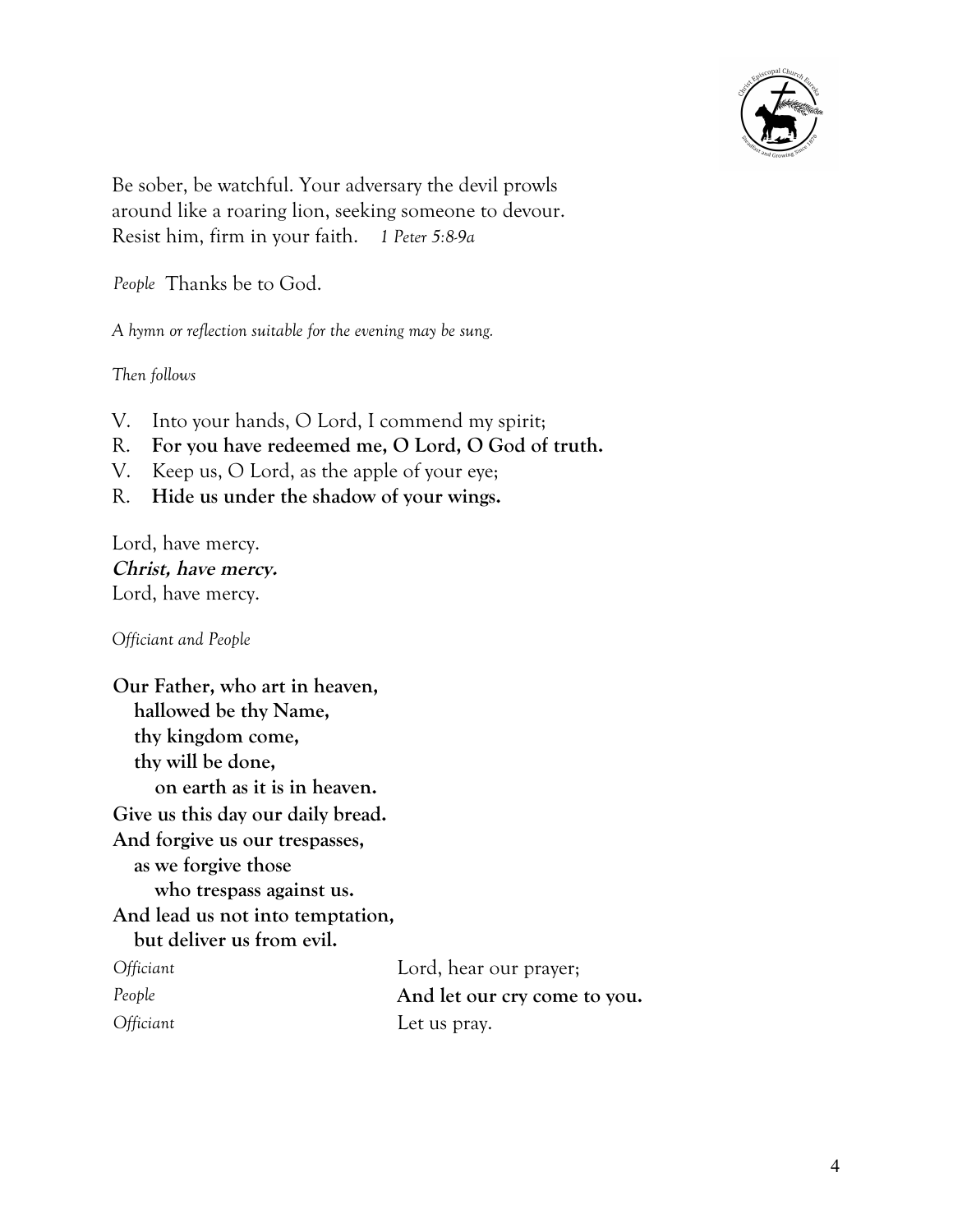Be sober, be watchful. Your adversary the devil prowls
around like a roaring lion, seeking someone to devour.
Resist him, firm in your faith. *1 Peter 5:8-9a*

*People* Thanks be to God.

*A hymn or reflection suitable for the evening may be sung.*

*Then follows*

V. Into your hands, O Lord, I commend my spirit;
R. **For you have redeemed me, O Lord, O God of truth.**
V. Keep us, O Lord, as the apple of your eye;
R. **Hide us under the shadow of your wings.**

Lord, have mercy.
***Christ, have mercy.***
Lord, have mercy.

*Officiant and People*

**Our Father, who art in heaven,**
**hallowed be thy Name,**
**thy kingdom come,**
**thy will be done,**
**on earth as it is in heaven.**
**Give us this day our daily bread.**
**And forgive us our trespasses,**
**as we forgive those**
**who trespass against us.**
**And lead us not into temptation,**
**but deliver us from evil.**

*Officiant* Lord, hear our prayer;
*People* **And let our cry come to you.**
*Officiant* Let us pray.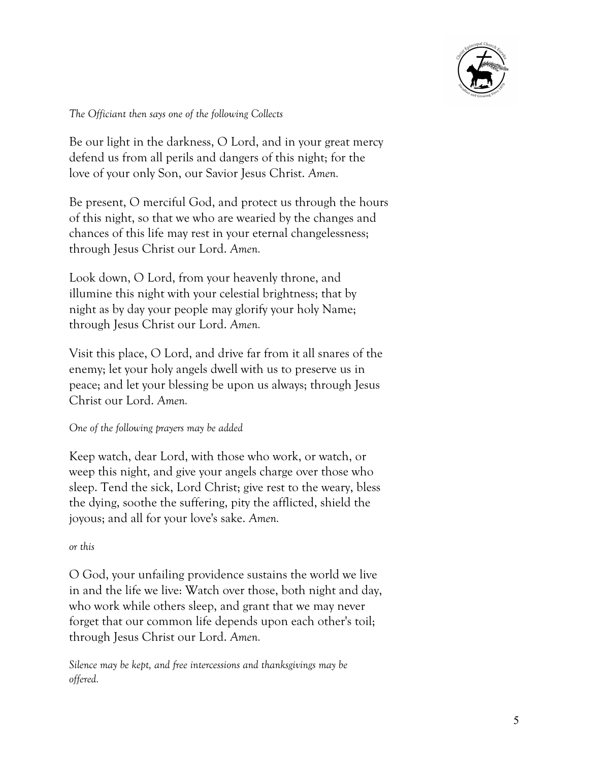*The Officiant then says one of the following Collects*

Be our light in the darkness, O Lord, and in your great mercy defend us from all perils and dangers of this night; for the love of your only Son, our Savior Jesus Christ. *Amen.*

Be present, O merciful God, and protect us through the hours of this night, so that we who are wearied by the changes and chances of this life may rest in your eternal changelessness; through Jesus Christ our Lord. *Amen.*

Look down, O Lord, from your heavenly throne, and illumine this night with your celestial brightness; that by night as by day your people may glorify your holy Name; through Jesus Christ our Lord. *Amen.*

Visit this place, O Lord, and drive far from it all snares of the enemy; let your holy angels dwell with us to preserve us in peace; and let your blessing be upon us always; through Jesus Christ our Lord. *Amen.*

*One of the following prayers may be added*

Keep watch, dear Lord, with those who work, or watch, or weep this night, and give your angels charge over those who sleep. Tend the sick, Lord Christ; give rest to the weary, bless the dying, soothe the suffering, pity the afflicted, shield the joyous; and all for your love's sake. *Amen.*

*or this*

O God, your unfailing providence sustains the world we live in and the life we live: Watch over those, both night and day, who work while others sleep, and grant that we may never forget that our common life depends upon each other's toil; through Jesus Christ our Lord. *Amen.*

*Silence may be kept, and free intercessions and thanksgivings may be offered.*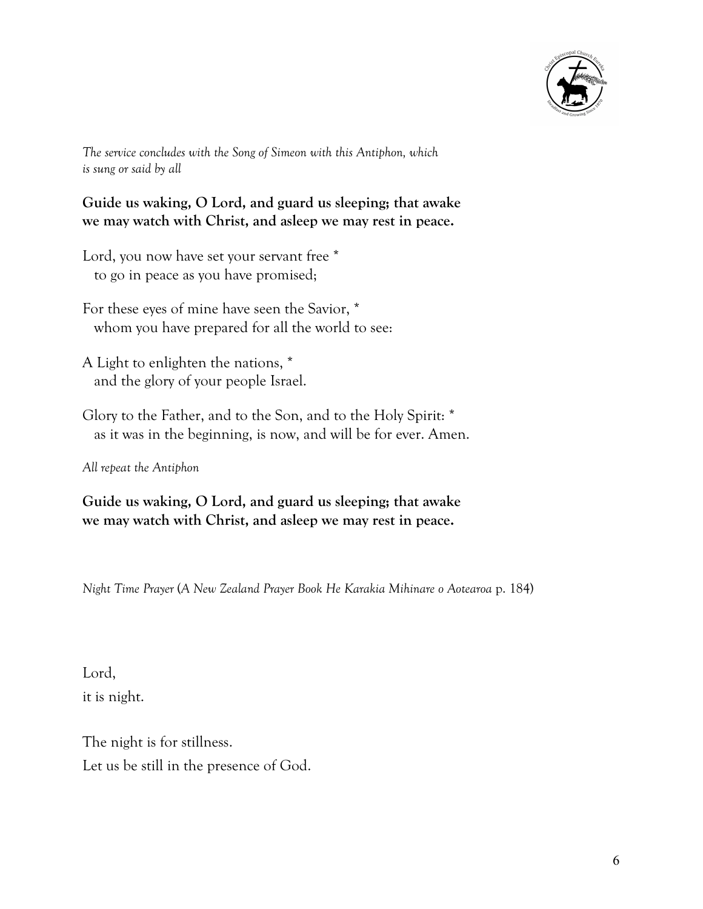*The service concludes with the Song of Simeon with this Antiphon, which is sung or said by all*

**Guide us waking, O Lord, and guard us sleeping; that awake we may watch with Christ, and asleep we may rest in peace.**

Lord, you now have set your servant free *
to go in peace as you have promised;

For these eyes of mine have seen the Savior, *
whom you have prepared for all the world to see:

A Light to enlighten the nations, *
and the glory of your people Israel.

Glory to the Father, and to the Son, and to the Holy Spirit: *
as it was in the beginning, is now, and will be for ever. Amen.

*All repeat the Antiphon*

**Guide us waking, O Lord, and guard us sleeping; that awake we may watch with Christ, and asleep we may rest in peace.**

*Night Time Prayer* (*A New Zealand Prayer Book He Karakia Mihinare o Aotearoa* p. 184)

Lord,
it is night.

The night is for stillness.
Let us be still in the presence of God.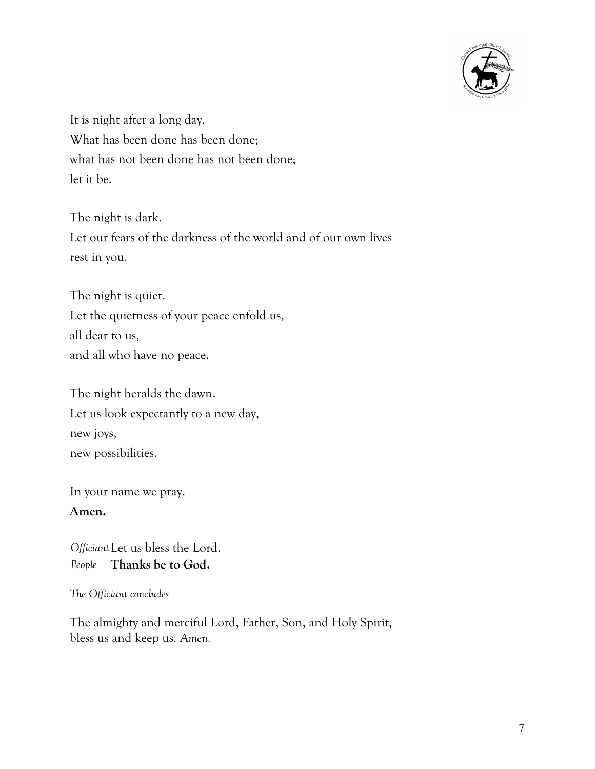It is night after a long day.  
What has been done has been done;  
what has not been done has not been done;  
let it be.

The night is dark.  
Let our fears of the darkness of the world and of our own lives  
rest in you.

The night is quiet.  
Let the quietness of your peace enfold us,  
all dear to us,  
and all who have no peace.

The night heralds the dawn.  
Let us look expectantly to a new day,  
new joys,  
new possibilities.

In your name we pray.  
**Amen.**

*Officiant* Let us bless the Lord.  
*People* **Thanks be to God.**

*The Officiant concludes*

The almighty and merciful Lord, Father, Son, and Holy Spirit,  
bless us and keep us. *Amen.*